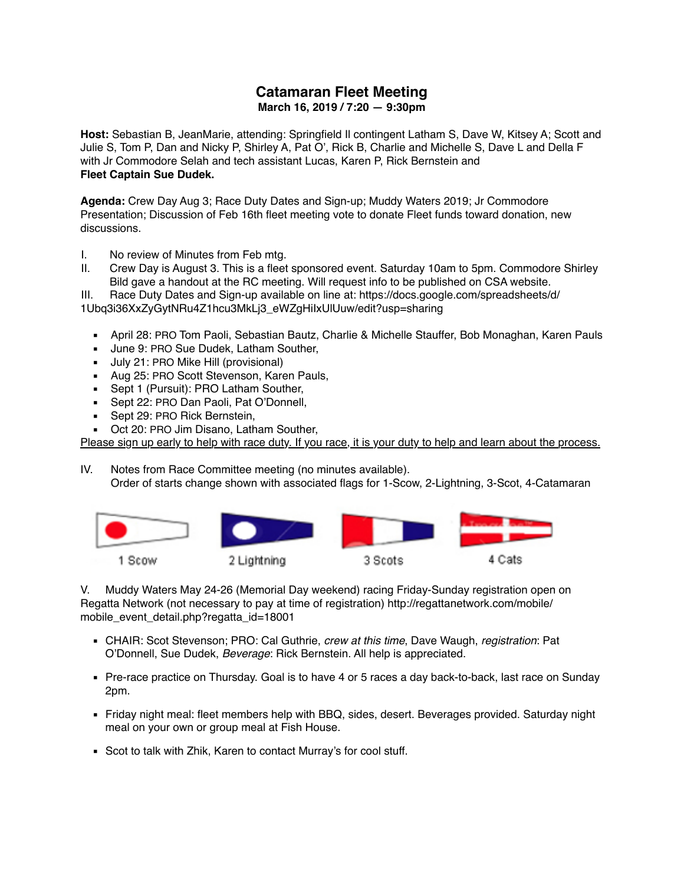# Catamaran Fleet Meeting

**March 16, 2019 / 7:20 — 9:30pm**

**Host:** Sebastian B, JeanMarie, attending: Springfield II contingent Latham S, Dave W, Kitsey A; Scott and Julie S, Tom P, Dan and Nicky P, Shirley A, Pat O', Rick B, Charlie and Michelle S, Dave L and Della F with Jr Commodore Selah and tech assistant Lucas, Karen P, Rick Bernstein and **Fleet Captain Sue Dudek.**

**Agenda:** Crew Day Aug 3; Race Duty Dates and Sign-up; Muddy Waters 2019; Jr Commodore Presentation; Discussion of Feb 16th fleet meeting vote to donate Fleet funds toward donation, new discussions.

I. No review of Minutes from Feb mtg.

II. Crew Day is August 3. This is a fleet sponsored event. Saturday 10am to 5pm. Commodore Shirley Bild gave a handout at the RC meeting. Will request info to be published on CSA website.

III. Race Duty Dates and Sign-up available on line at: https://docs.google.com/spreadsheets/d/1Ubq3i36XxZyGytNRu4Z1hcu3MkLj3_eWZgHiIxUlUuw/edit?usp=sharing

- April 28: PRO Tom Paoli, Sebastian Bautz, Charlie & Michelle Stauffer, Bob Monaghan, Karen Pauls
- June 9: PRO Sue Dudek, Latham Souther,
- July 21: PRO Mike Hill (provisional)
- Aug 25: PRO Scott Stevenson, Karen Pauls,
- Sept 1 (Pursuit): PRO Latham Souther,
- Sept 22: PRO Dan Paoli, Pat O'Donnell,
- Sept 29: PRO Rick Bernstein,
- Oct 20: PRO Jim Disano, Latham Souther,

<u>Please sign up early to help with race duty. If you race, it is your duty to help and learn about the process.</u>

IV. Notes from Race Committee meeting (no minutes available).
Order of starts change shown with associated flags for 1-Scow, 2-Lightning, 3-Scot, 4-Catamaran

1 Scow 2 Lightning 3 Scots 4 Cats

V. Muddy Waters May 24-26 (Memorial Day weekend) racing Friday-Sunday registration open on Regatta Network (not necessary to pay at time of registration) http://regattanetwork.com/mobile/mobile_event_detail.php?regatta_id=18001

- CHAIR: Scot Stevenson; PRO: Cal Guthrie, *crew at this time*, Dave Waugh, *registration*: Pat O'Donnell, Sue Dudek, *Beverage*: Rick Bernstein. All help is appreciated.
- Pre-race practice on Thursday. Goal is to have 4 or 5 races a day back-to-back, last race on Sunday 2pm.
- Friday night meal: fleet members help with BBQ, sides, desert. Beverages provided. Saturday night meal on your own or group meal at Fish House.
- Scot to talk with Zhik, Karen to contact Murray's for cool stuff.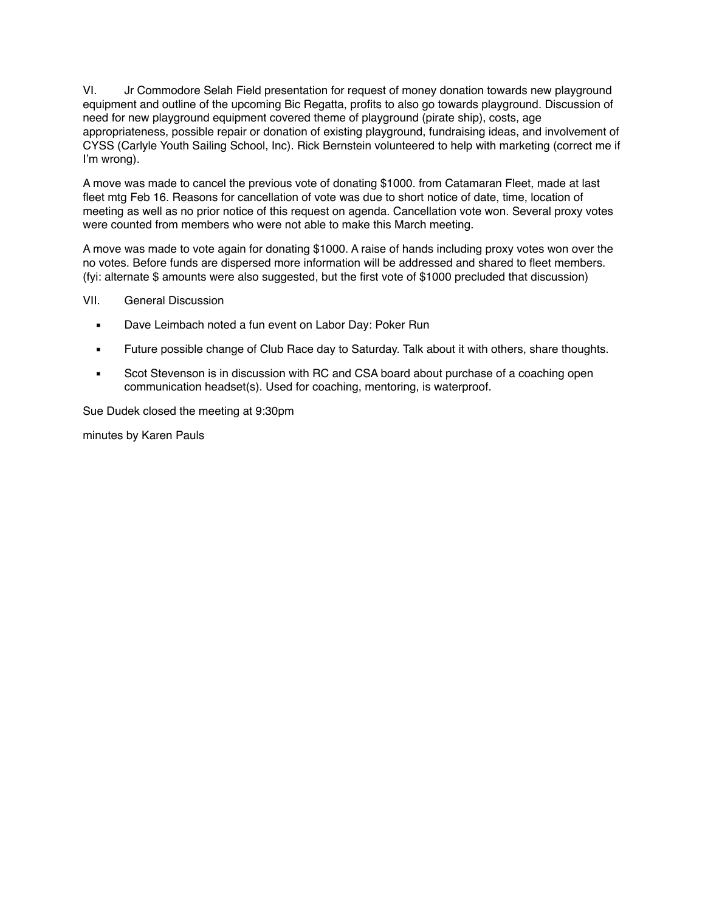VI. Jr Commodore Selah Field presentation for request of money donation towards new playground equipment and outline of the upcoming Bic Regatta, profits to also go towards playground. Discussion of need for new playground equipment covered theme of playground (pirate ship), costs, age appropriateness, possible repair or donation of existing playground, fundraising ideas, and involvement of CYSS (Carlyle Youth Sailing School, Inc). Rick Bernstein volunteered to help with marketing (correct me if I'm wrong).

A move was made to cancel the previous vote of donating $1000. from Catamaran Fleet, made at last fleet mtg Feb 16. Reasons for cancellation of vote was due to short notice of date, time, location of meeting as well as no prior notice of this request on agenda. Cancellation vote won. Several proxy votes were counted from members who were not able to make this March meeting.

A move was made to vote again for donating $1000. A raise of hands including proxy votes won over the no votes. Before funds are dispersed more information will be addressed and shared to fleet members. (fyi: alternate $ amounts were also suggested, but the first vote of $1000 precluded that discussion)

VII. General Discussion

- Dave Leimbach noted a fun event on Labor Day: Poker Run
- Future possible change of Club Race day to Saturday. Talk about it with others, share thoughts.
- Scot Stevenson is in discussion with RC and CSA board about purchase of a coaching open communication headset(s). Used for coaching, mentoring, is waterproof.

Sue Dudek closed the meeting at 9:30pm

minutes by Karen Pauls